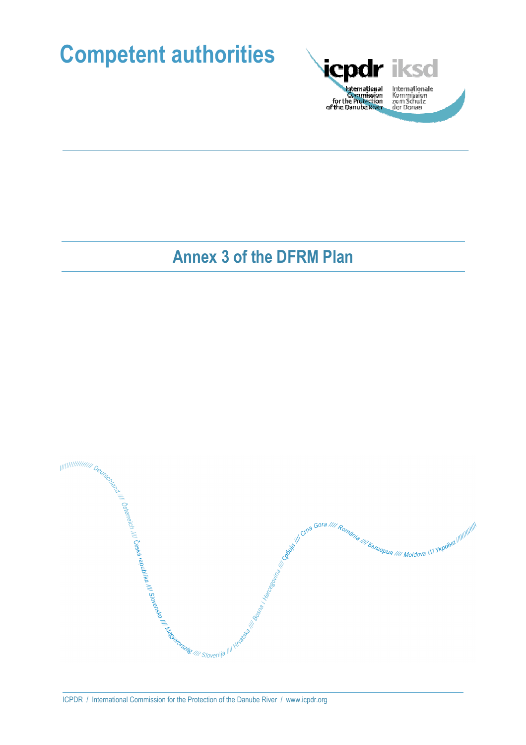# Competent authorities

## Annex 3 of the DFRM Plan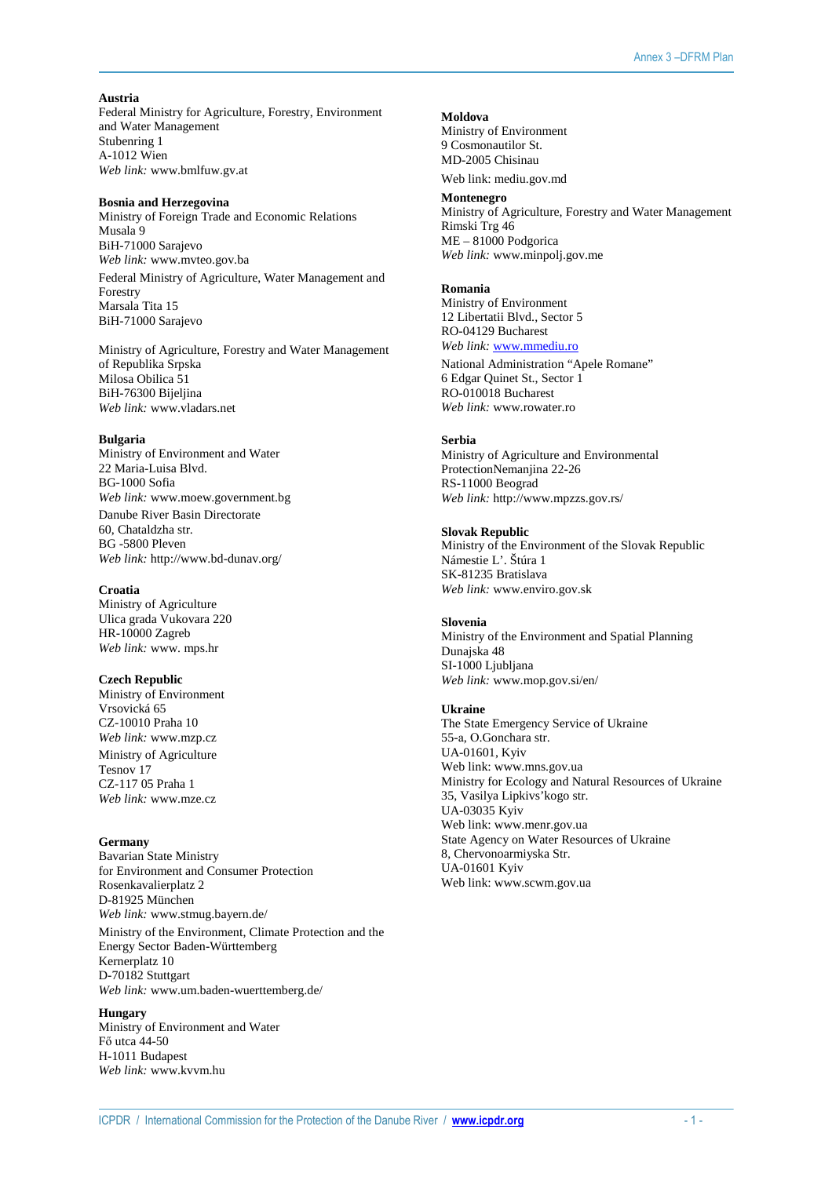**Austria**
Federal Ministry for Agriculture, Forestry, Environment and Water Management
Stubenring 1
A-1012 Wien
*Web link:* www.bmlfuw.gv.at

**Bosnia and Herzegovina**
Ministry of Foreign Trade and Economic Relations
Musala 9
BiH-71000 Sarajevo
*Web link:* www.mvteo.gov.ba

Federal Ministry of Agriculture, Water Management and Forestry
Marsala Tita 15
BiH-71000 Sarajevo

Ministry of Agriculture, Forestry and Water Management of Republika Srpska
Milosa Obilica 51
BiH-76300 Bijeljina
*Web link:* www.vladars.net

**Bulgaria**
Ministry of Environment and Water
22 Maria-Luisa Blvd.
BG-1000 Sofia
*Web link:* www.moew.government.bg

Danube River Basin Directorate
60, Chataldzha str.
BG -5800 Pleven
*Web link:* http://www.bd-dunav.org/

**Croatia**
Ministry of Agriculture
Ulica grada Vukovara 220
HR-10000 Zagreb
*Web link:* www. mps.hr

**Czech Republic**
Ministry of Environment
Vrsovická 65
CZ-10010 Praha 10
*Web link:* www.mzp.cz

Ministry of Agriculture
Tesnov 17
CZ-117 05 Praha 1
*Web link:* www.mze.cz

**Germany**
Bavarian State Ministry
for Environment and Consumer Protection
Rosenkavalierplatz 2
D-81925 München
*Web link:* www.stmug.bayern.de/

Ministry of the Environment, Climate Protection and the Energy Sector Baden-Württemberg
Kernerplatz 10
D-70182 Stuttgart
*Web link:* www.um.baden-wuerttemberg.de/

**Hungary**
Ministry of Environment and Water
Fő utca 44-50
H-1011 Budapest
*Web link:* www.kvvm.hu

**Moldova**
Ministry of Environment
9 Cosmonautilor St.
MD-2005 Chisinau
Web link: mediu.gov.md

**Montenegro**
Ministry of Agriculture, Forestry and Water Management
Rimski Trg 46
ME – 81000 Podgorica
*Web link:* www.minpolj.gov.me

**Romania**
Ministry of Environment
12 Libertatii Blvd., Sector 5
RO-04129 Bucharest
*Web link:* www.mmediu.ro

National Administration "Apele Romane"
6 Edgar Quinet St., Sector 1
RO-010018 Bucharest
*Web link:* www.rowater.ro

**Serbia**
Ministry of Agriculture and Environmental ProtectionNemanjina 22-26
RS-11000 Beograd
*Web link:* http://www.mpzzs.gov.rs/

**Slovak Republic**
Ministry of the Environment of the Slovak Republic
Námestie L'. Štúra 1
SK-81235 Bratislava
*Web link:* www.enviro.gov.sk

**Slovenia**
Ministry of the Environment and Spatial Planning
Dunajska 48
SI-1000 Ljubljana
*Web link:* www.mop.gov.si/en/

**Ukraine**
The State Emergency Service of Ukraine
55-a, O.Gonchara str.
UA-01601, Kyiv
Web link: www.mns.gov.ua
Ministry for Ecology and Natural Resources of Ukraine
35, Vasilya Lipkivs'kogo str.
UA-03035 Kyiv
Web link: www.menr.gov.ua
State Agency on Water Resources of Ukraine
8, Chervonoarmiyska Str.
UA-01601 Kyiv
Web link: www.scwm.gov.ua